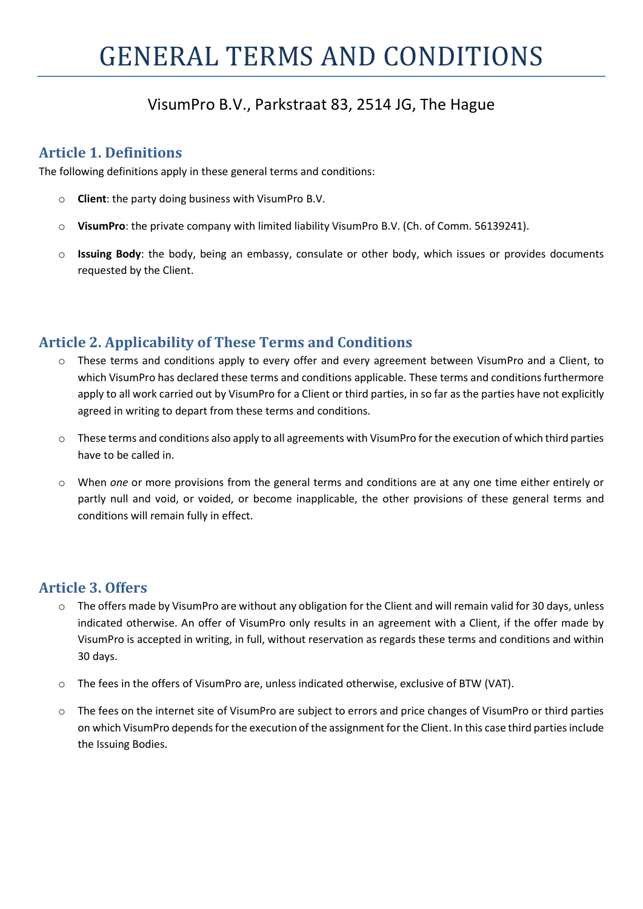# GENERAL TERMS AND CONDITIONS

VisumPro B.V., Parkstraat 83, 2514 JG, The Hague

## Article 1. Definitions

The following definitions apply in these general terms and conditions:

- **Client**: the party doing business with VisumPro B.V.
- **VisumPro**: the private company with limited liability VisumPro B.V. (Ch. of Comm. 56139241).
- **Issuing Body**: the body, being an embassy, consulate or other body, which issues or provides documents requested by the Client.

## Article 2. Applicability of These Terms and Conditions

- These terms and conditions apply to every offer and every agreement between VisumPro and a Client, to which VisumPro has declared these terms and conditions applicable. These terms and conditions furthermore apply to all work carried out by VisumPro for a Client or third parties, in so far as the parties have not explicitly agreed in writing to depart from these terms and conditions.
- These terms and conditions also apply to all agreements with VisumPro for the execution of which third parties have to be called in.
- When *one* or more provisions from the general terms and conditions are at any one time either entirely or partly null and void, or voided, or become inapplicable, the other provisions of these general terms and conditions will remain fully in effect.

## Article 3. Offers

- The offers made by VisumPro are without any obligation for the Client and will remain valid for 30 days, unless indicated otherwise. An offer of VisumPro only results in an agreement with a Client, if the offer made by VisumPro is accepted in writing, in full, without reservation as regards these terms and conditions and within 30 days.
- The fees in the offers of VisumPro are, unless indicated otherwise, exclusive of BTW (VAT).
- The fees on the internet site of VisumPro are subject to errors and price changes of VisumPro or third parties on which VisumPro depends for the execution of the assignment for the Client. In this case third parties include the Issuing Bodies.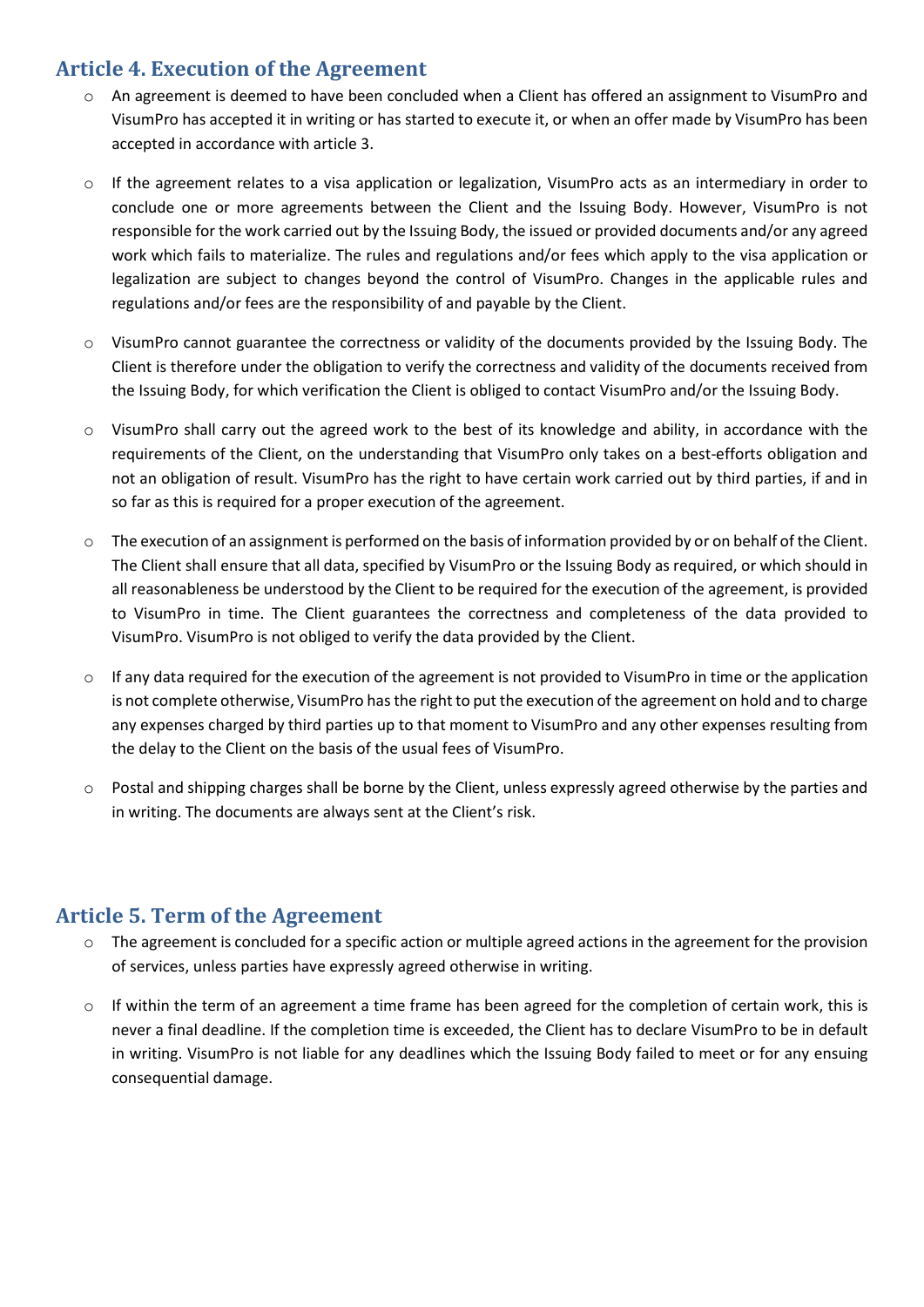## Article 4. Execution of the Agreement

- An agreement is deemed to have been concluded when a Client has offered an assignment to VisumPro and VisumPro has accepted it in writing or has started to execute it, or when an offer made by VisumPro has been accepted in accordance with article 3.
- If the agreement relates to a visa application or legalization, VisumPro acts as an intermediary in order to conclude one or more agreements between the Client and the Issuing Body. However, VisumPro is not responsible for the work carried out by the Issuing Body, the issued or provided documents and/or any agreed work which fails to materialize. The rules and regulations and/or fees which apply to the visa application or legalization are subject to changes beyond the control of VisumPro. Changes in the applicable rules and regulations and/or fees are the responsibility of and payable by the Client.
- VisumPro cannot guarantee the correctness or validity of the documents provided by the Issuing Body. The Client is therefore under the obligation to verify the correctness and validity of the documents received from the Issuing Body, for which verification the Client is obliged to contact VisumPro and/or the Issuing Body.
- VisumPro shall carry out the agreed work to the best of its knowledge and ability, in accordance with the requirements of the Client, on the understanding that VisumPro only takes on a best-efforts obligation and not an obligation of result. VisumPro has the right to have certain work carried out by third parties, if and in so far as this is required for a proper execution of the agreement.
- The execution of an assignment is performed on the basis of information provided by or on behalf of the Client. The Client shall ensure that all data, specified by VisumPro or the Issuing Body as required, or which should in all reasonableness be understood by the Client to be required for the execution of the agreement, is provided to VisumPro in time. The Client guarantees the correctness and completeness of the data provided to VisumPro. VisumPro is not obliged to verify the data provided by the Client.
- If any data required for the execution of the agreement is not provided to VisumPro in time or the application is not complete otherwise, VisumPro has the right to put the execution of the agreement on hold and to charge any expenses charged by third parties up to that moment to VisumPro and any other expenses resulting from the delay to the Client on the basis of the usual fees of VisumPro.
- Postal and shipping charges shall be borne by the Client, unless expressly agreed otherwise by the parties and in writing. The documents are always sent at the Client's risk.

## Article 5. Term of the Agreement

- The agreement is concluded for a specific action or multiple agreed actions in the agreement for the provision of services, unless parties have expressly agreed otherwise in writing.
- If within the term of an agreement a time frame has been agreed for the completion of certain work, this is never a final deadline. If the completion time is exceeded, the Client has to declare VisumPro to be in default in writing. VisumPro is not liable for any deadlines which the Issuing Body failed to meet or for any ensuing consequential damage.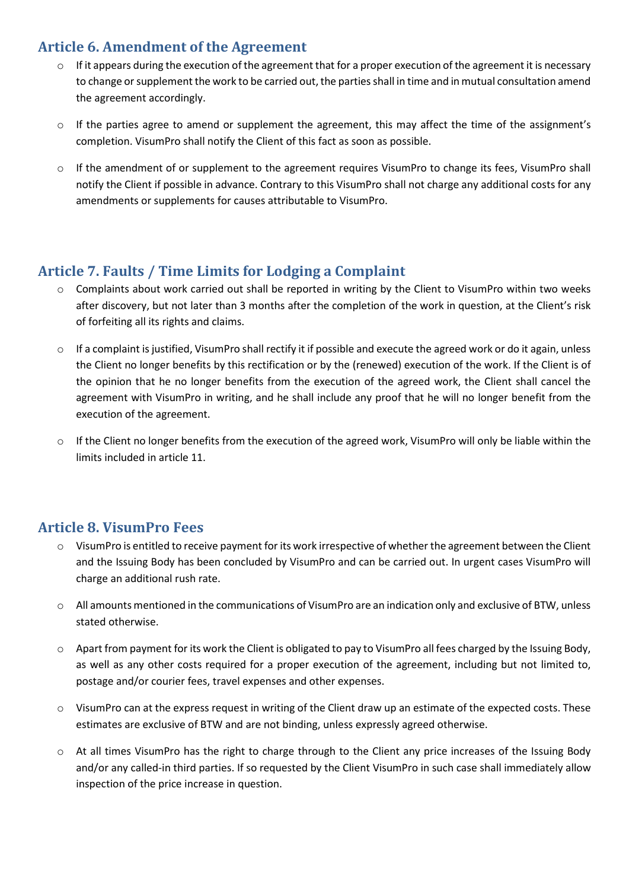## Article 6. Amendment of the Agreement

- If it appears during the execution of the agreement that for a proper execution of the agreement it is necessary to change or supplement the work to be carried out, the parties shall in time and in mutual consultation amend the agreement accordingly.

- If the parties agree to amend or supplement the agreement, this may affect the time of the assignment's completion. VisumPro shall notify the Client of this fact as soon as possible.

- If the amendment of or supplement to the agreement requires VisumPro to change its fees, VisumPro shall notify the Client if possible in advance. Contrary to this VisumPro shall not charge any additional costs for any amendments or supplements for causes attributable to VisumPro.

## Article 7. Faults / Time Limits for Lodging a Complaint

- Complaints about work carried out shall be reported in writing by the Client to VisumPro within two weeks after discovery, but not later than 3 months after the completion of the work in question, at the Client's risk of forfeiting all its rights and claims.

- If a complaint is justified, VisumPro shall rectify it if possible and execute the agreed work or do it again, unless the Client no longer benefits by this rectification or by the (renewed) execution of the work. If the Client is of the opinion that he no longer benefits from the execution of the agreed work, the Client shall cancel the agreement with VisumPro in writing, and he shall include any proof that he will no longer benefit from the execution of the agreement.

- If the Client no longer benefits from the execution of the agreed work, VisumPro will only be liable within the limits included in article 11.

## Article 8. VisumPro Fees

- VisumPro is entitled to receive payment for its work irrespective of whether the agreement between the Client and the Issuing Body has been concluded by VisumPro and can be carried out. In urgent cases VisumPro will charge an additional rush rate.

- All amounts mentioned in the communications of VisumPro are an indication only and exclusive of BTW, unless stated otherwise.

- Apart from payment for its work the Client is obligated to pay to VisumPro all fees charged by the Issuing Body, as well as any other costs required for a proper execution of the agreement, including but not limited to, postage and/or courier fees, travel expenses and other expenses.

- VisumPro can at the express request in writing of the Client draw up an estimate of the expected costs. These estimates are exclusive of BTW and are not binding, unless expressly agreed otherwise.

- At all times VisumPro has the right to charge through to the Client any price increases of the Issuing Body and/or any called-in third parties. If so requested by the Client VisumPro in such case shall immediately allow inspection of the price increase in question.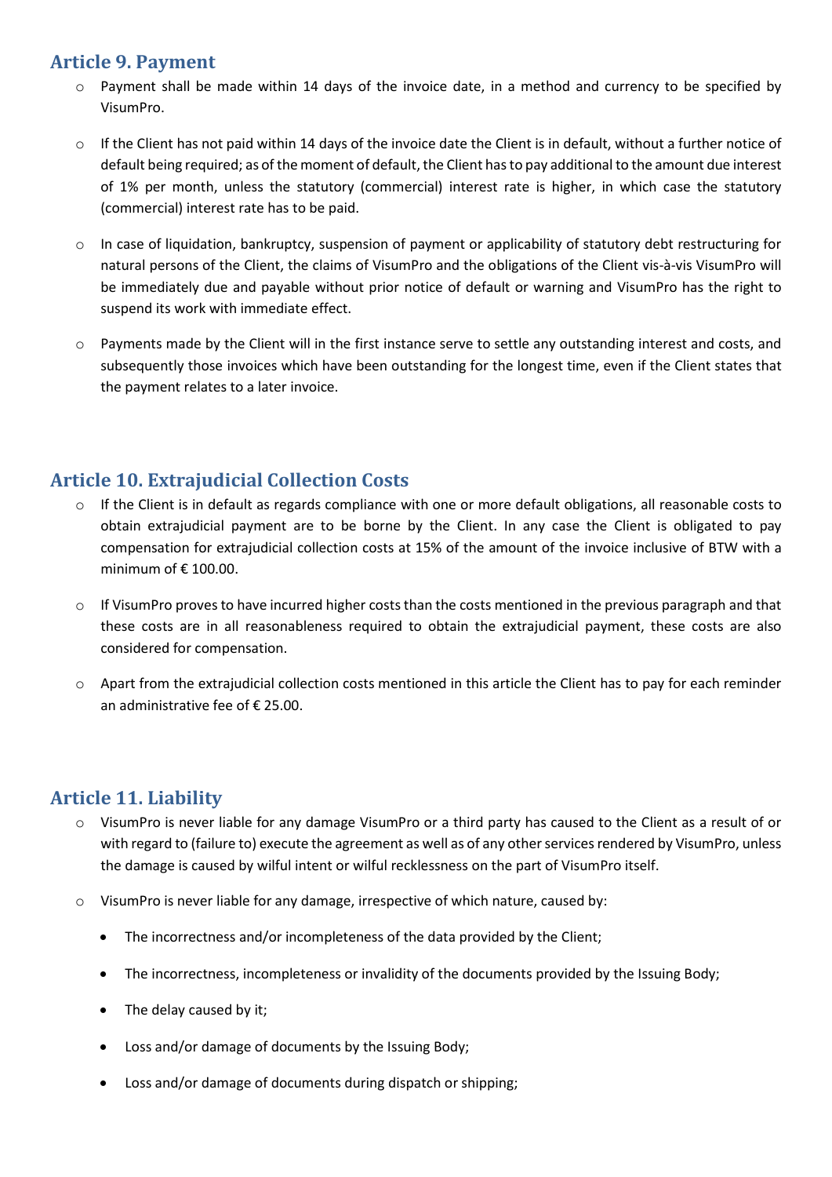## Article 9. Payment

- Payment shall be made within 14 days of the invoice date, in a method and currency to be specified by VisumPro.
- If the Client has not paid within 14 days of the invoice date the Client is in default, without a further notice of default being required; as of the moment of default, the Client has to pay additional to the amount due interest of 1% per month, unless the statutory (commercial) interest rate is higher, in which case the statutory (commercial) interest rate has to be paid.
- In case of liquidation, bankruptcy, suspension of payment or applicability of statutory debt restructuring for natural persons of the Client, the claims of VisumPro and the obligations of the Client vis-à-vis VisumPro will be immediately due and payable without prior notice of default or warning and VisumPro has the right to suspend its work with immediate effect.
- Payments made by the Client will in the first instance serve to settle any outstanding interest and costs, and subsequently those invoices which have been outstanding for the longest time, even if the Client states that the payment relates to a later invoice.

## Article 10. Extrajudicial Collection Costs

- If the Client is in default as regards compliance with one or more default obligations, all reasonable costs to obtain extrajudicial payment are to be borne by the Client. In any case the Client is obligated to pay compensation for extrajudicial collection costs at 15% of the amount of the invoice inclusive of BTW with a minimum of € 100.00.
- If VisumPro proves to have incurred higher costs than the costs mentioned in the previous paragraph and that these costs are in all reasonableness required to obtain the extrajudicial payment, these costs are also considered for compensation.
- Apart from the extrajudicial collection costs mentioned in this article the Client has to pay for each reminder an administrative fee of € 25.00.

## Article 11. Liability

- VisumPro is never liable for any damage VisumPro or a third party has caused to the Client as a result of or with regard to (failure to) execute the agreement as well as of any other services rendered by VisumPro, unless the damage is caused by wilful intent or wilful recklessness on the part of VisumPro itself.
- VisumPro is never liable for any damage, irrespective of which nature, caused by:
  - The incorrectness and/or incompleteness of the data provided by the Client;
  - The incorrectness, incompleteness or invalidity of the documents provided by the Issuing Body;
  - The delay caused by it;
  - Loss and/or damage of documents by the Issuing Body;
  - Loss and/or damage of documents during dispatch or shipping;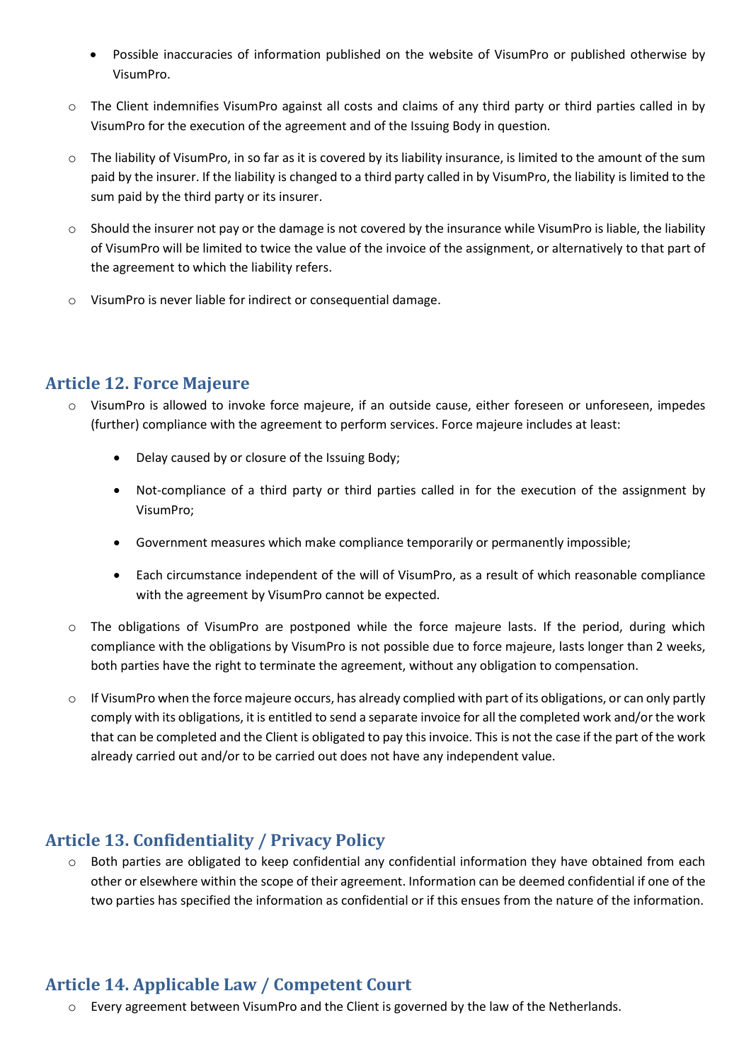- Possible inaccuracies of information published on the website of VisumPro or published otherwise by VisumPro.

- The Client indemnifies VisumPro against all costs and claims of any third party or third parties called in by VisumPro for the execution of the agreement and of the Issuing Body in question.

- The liability of VisumPro, in so far as it is covered by its liability insurance, is limited to the amount of the sum paid by the insurer. If the liability is changed to a third party called in by VisumPro, the liability is limited to the sum paid by the third party or its insurer.

- Should the insurer not pay or the damage is not covered by the insurance while VisumPro is liable, the liability of VisumPro will be limited to twice the value of the invoice of the assignment, or alternatively to that part of the agreement to which the liability refers.

- VisumPro is never liable for indirect or consequential damage.

## Article 12. Force Majeure

- VisumPro is allowed to invoke force majeure, if an outside cause, either foreseen or unforeseen, impedes (further) compliance with the agreement to perform services. Force majeure includes at least:

    - Delay caused by or closure of the Issuing Body;

    - Not-compliance of a third party or third parties called in for the execution of the assignment by VisumPro;

    - Government measures which make compliance temporarily or permanently impossible;

    - Each circumstance independent of the will of VisumPro, as a result of which reasonable compliance with the agreement by VisumPro cannot be expected.

- The obligations of VisumPro are postponed while the force majeure lasts. If the period, during which compliance with the obligations by VisumPro is not possible due to force majeure, lasts longer than 2 weeks, both parties have the right to terminate the agreement, without any obligation to compensation.

- If VisumPro when the force majeure occurs, has already complied with part of its obligations, or can only partly comply with its obligations, it is entitled to send a separate invoice for all the completed work and/or the work that can be completed and the Client is obligated to pay this invoice. This is not the case if the part of the work already carried out and/or to be carried out does not have any independent value.

## Article 13. Confidentiality / Privacy Policy

- Both parties are obligated to keep confidential any confidential information they have obtained from each other or elsewhere within the scope of their agreement. Information can be deemed confidential if one of the two parties has specified the information as confidential or if this ensues from the nature of the information.

## Article 14. Applicable Law / Competent Court

- Every agreement between VisumPro and the Client is governed by the law of the Netherlands.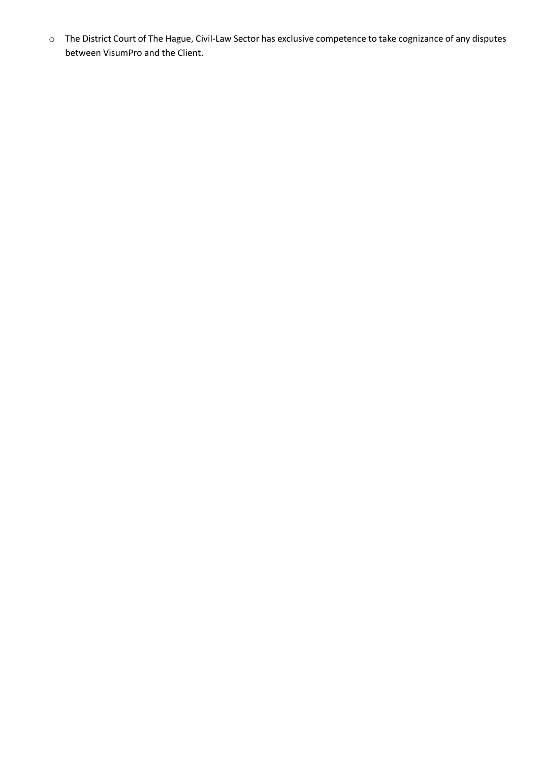- The District Court of The Hague, Civil-Law Sector has exclusive competence to take cognizance of any disputes between VisumPro and the Client.